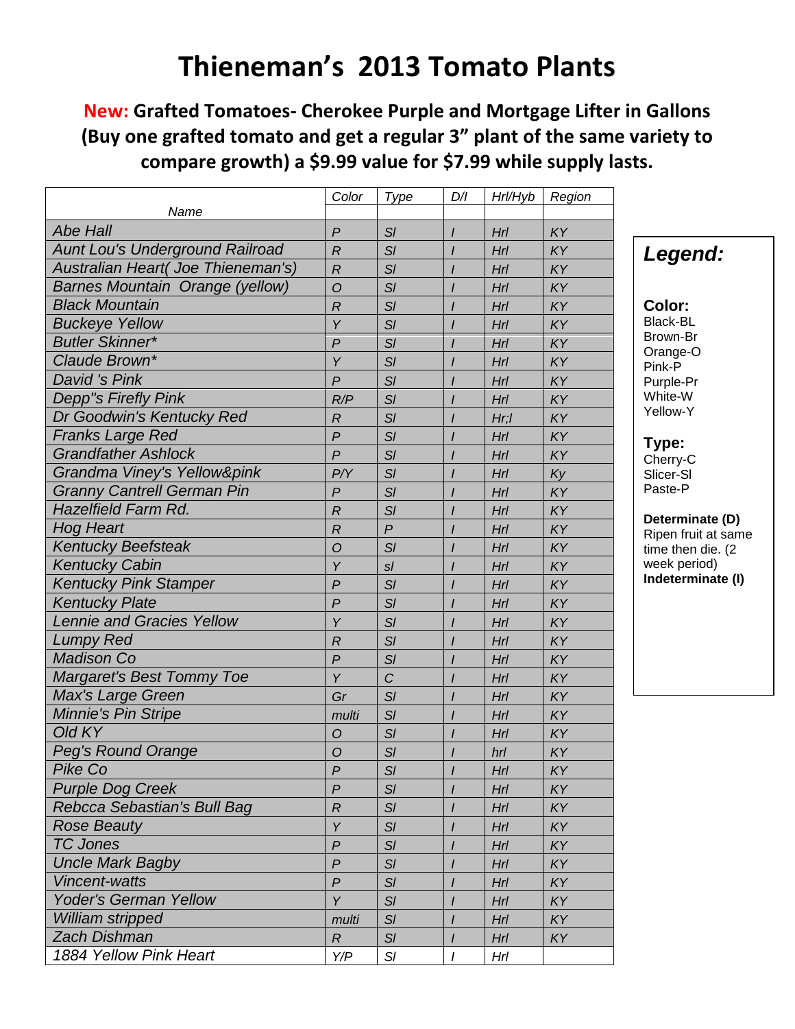# Thieneman's 2013 Tomato Plants

**New: Grafted Tomatoes- Cherokee Purple and Mortgage Lifter in Gallons (Buy one grafted tomato and get a regular 3" plant of the same variety to compare growth) a $9.99 value for $7.99 while supply lasts.**

| Name | Color | Type | D/I | Hrl/Hyb | Region |
|---|---|---|---|---|---|
| *Abe Hall* | *P* | *Sl* | *I* | *Hrl* | *KY* |
| *Aunt Lou's Underground Railroad* | *R* | *Sl* | *I* | *Hrl* | *KY* |
| *Australian Heart( Joe Thieneman's)* | *R* | *Sl* | *I* | *Hrl* | *KY* |
| *Barnes Mountain Orange (yellow)* | *O* | *Sl* | *I* | *Hrl* | *KY* |
| *Black Mountain* | *R* | *Sl* | *I* | *Hrl* | *KY* |
| *Buckeye Yellow* | *Y* | *Sl* | *I* | *Hrl* | *KY* |
| *Butler Skinner** | *P* | *Sl* | *I* | *Hrl* | *KY* |
| *Claude Brown** | *Y* | *Sl* | *I* | *Hrl* | *KY* |
| *David 's Pink* | *P* | *Sl* | *I* | *Hrl* | *KY* |
| *Depp"s Firefly Pink* | *R/P* | *Sl* | *I* | *Hrl* | *KY* |
| *Dr Goodwin's Kentucky Red* | *R* | *Sl* | *I* | *Hr;l* | *KY* |
| *Franks Large Red* | *P* | *Sl* | *I* | *Hrl* | *KY* |
| *Grandfather Ashlock* | *P* | *Sl* | *I* | *Hrl* | *KY* |
| *Grandma Viney's Yellow&pink* | *P/Y* | *Sl* | *I* | *Hrl* | *Ky* |
| *Granny Cantrell German Pin* | *P* | *Sl* | *I* | *Hrl* | *KY* |
| *Hazelfield Farm Rd.* | *R* | *Sl* | *I* | *Hrl* | *KY* |
| *Hog Heart* | *R* | *P* | *I* | *Hrl* | *KY* |
| *Kentucky Beefsteak* | *O* | *Sl* | *I* | *Hrl* | *KY* |
| *Kentucky Cabin* | *Y* | *sl* | *I* | *Hrl* | *KY* |
| *Kentucky Pink Stamper* | *P* | *Sl* | *I* | *Hrl* | *KY* |
| *Kentucky Plate* | *P* | *Sl* | *I* | *Hrl* | *KY* |
| *Lennie and Gracies Yellow* | *Y* | *Sl* | *I* | *Hrl* | *KY* |
| *Lumpy Red* | *R* | *Sl* | *I* | *Hrl* | *KY* |
| *Madison Co* | *P* | *Sl* | *I* | *Hrl* | *KY* |
| *Margaret's Best Tommy Toe* | *Y* | *C* | *I* | *Hrl* | *KY* |
| *Max's Large Green* | *Gr* | *Sl* | *I* | *Hrl* | *KY* |
| *Minnie's Pin Stripe* | *multi* | *Sl* | *I* | *Hrl* | *KY* |
| *Old KY* | *O* | *Sl* | *I* | *Hrl* | *KY* |
| *Peg's Round Orange* | *O* | *Sl* | *I* | *hrl* | *KY* |
| *Pike Co* | *P* | *Sl* | *I* | *Hrl* | *KY* |
| *Purple Dog Creek* | *P* | *Sl* | *I* | *Hrl* | *KY* |
| *Rebcca Sebastian's Bull Bag* | *R* | *Sl* | *I* | *Hrl* | *KY* |
| *Rose Beauty* | *Y* | *Sl* | *I* | *Hrl* | *KY* |
| *TC Jones* | *P* | *Sl* | *I* | *Hrl* | *KY* |
| *Uncle Mark Bagby* | *P* | *Sl* | *I* | *Hrl* | *KY* |
| *Vincent-watts* | *P* | *Sl* | *I* | *Hrl* | *KY* |
| *Yoder's German Yellow* | *Y* | *Sl* | *I* | *Hrl* | *KY* |
| *William stripped* | *multi* | *Sl* | *I* | *Hrl* | *KY* |
| *Zach Dishman* | *R* | *Sl* | *I* | *Hrl* | *KY* |
| *1884 Yellow Pink Heart* | *Y/P* | *Sl* | *I* | *Hrl* | |

***Legend:***

**Color:**
Black-BL
Brown-Br
Orange-O
Pink-P
Purple-Pr
White-W
Yellow-Y

**Type:**
Cherry-C
Slicer-Sl
Paste-P

**Determinate (D)**
Ripen fruit at same time then die. (2 week period)
**Indeterminate (I)**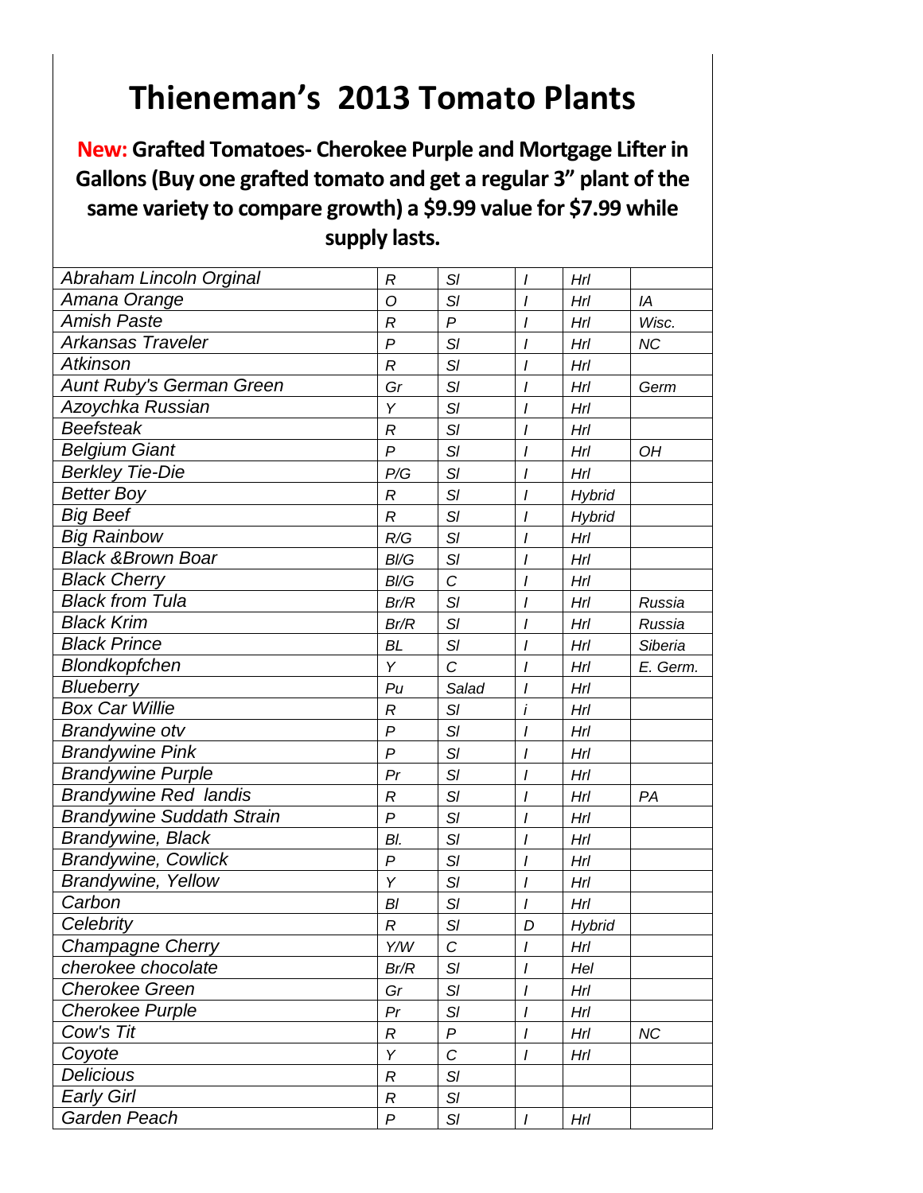# Thieneman's 2013 Tomato Plants

**New: Grafted Tomatoes- Cherokee Purple and Mortgage Lifter in Gallons (Buy one grafted tomato and get a regular 3" plant of the same variety to compare growth) a $9.99 value for $7.99 while supply lasts.**

| | | | | | |
|---|---|---|---|---|---|
| *Abraham Lincoln Orginal* | *R* | *Sl* | *I* | *Hrl* | |
| *Amana Orange* | *O* | *Sl* | *I* | *Hrl* | *IA* |
| *Amish Paste* | *R* | *P* | *I* | *Hrl* | *Wisc.* |
| *Arkansas Traveler* | *P* | *Sl* | *I* | *Hrl* | *NC* |
| *Atkinson* | *R* | *Sl* | *I* | *Hrl* | |
| *Aunt Ruby's German Green* | *Gr* | *Sl* | *I* | *Hrl* | *Germ* |
| *Azoychka Russian* | *Y* | *Sl* | *I* | *Hrl* | |
| *Beefsteak* | *R* | *Sl* | *I* | *Hrl* | |
| *Belgium Giant* | *P* | *Sl* | *I* | *Hrl* | *OH* |
| *Berkley Tie-Die* | *P/G* | *Sl* | *I* | *Hrl* | |
| *Better Boy* | *R* | *Sl* | *I* | *Hybrid* | |
| *Big Beef* | *R* | *Sl* | *I* | *Hybrid* | |
| *Big Rainbow* | *R/G* | *Sl* | *I* | *Hrl* | |
| *Black &Brown Boar* | *Bl/G* | *Sl* | *I* | *Hrl* | |
| *Black Cherry* | *Bl/G* | *C* | *I* | *Hrl* | |
| *Black from Tula* | *Br/R* | *Sl* | *I* | *Hrl* | *Russia* |
| *Black Krim* | *Br/R* | *Sl* | *I* | *Hrl* | *Russia* |
| *Black Prince* | *BL* | *Sl* | *I* | *Hrl* | *Siberia* |
| *Blondkopfchen* | *Y* | *C* | *I* | *Hrl* | *E. Germ.* |
| *Blueberry* | *Pu* | *Salad* | *I* | *Hrl* | |
| *Box Car Willie* | *R* | *Sl* | *i* | *Hrl* | |
| *Brandywine otv* | *P* | *Sl* | *I* | *Hrl* | |
| *Brandywine Pink* | *P* | *Sl* | *I* | *Hrl* | |
| *Brandywine Purple* | *Pr* | *Sl* | *I* | *Hrl* | |
| *Brandywine Red landis* | *R* | *Sl* | *I* | *Hrl* | *PA* |
| *Brandywine Suddath Strain* | *P* | *Sl* | *I* | *Hrl* | |
| *Brandywine, Black* | *Bl.* | *Sl* | *I* | *Hrl* | |
| *Brandywine, Cowlick* | *P* | *Sl* | *I* | *Hrl* | |
| *Brandywine, Yellow* | *Y* | *Sl* | *I* | *Hrl* | |
| *Carbon* | *Bl* | *Sl* | *I* | *Hrl* | |
| *Celebrity* | *R* | *Sl* | *D* | *Hybrid* | |
| *Champagne Cherry* | *Y/W* | *C* | *I* | *Hrl* | |
| *cherokee chocolate* | *Br/R* | *Sl* | *I* | *Hel* | |
| *Cherokee Green* | *Gr* | *Sl* | *I* | *Hrl* | |
| *Cherokee Purple* | *Pr* | *Sl* | *I* | *Hrl* | |
| *Cow's Tit* | *R* | *P* | *I* | *Hrl* | *NC* |
| *Coyote* | *Y* | *C* | *I* | *Hrl* | |
| *Delicious* | *R* | *Sl* | | | |
| *Early Girl* | *R* | *Sl* | | | |
| *Garden Peach* | *P* | *Sl* | *I* | *Hrl* | |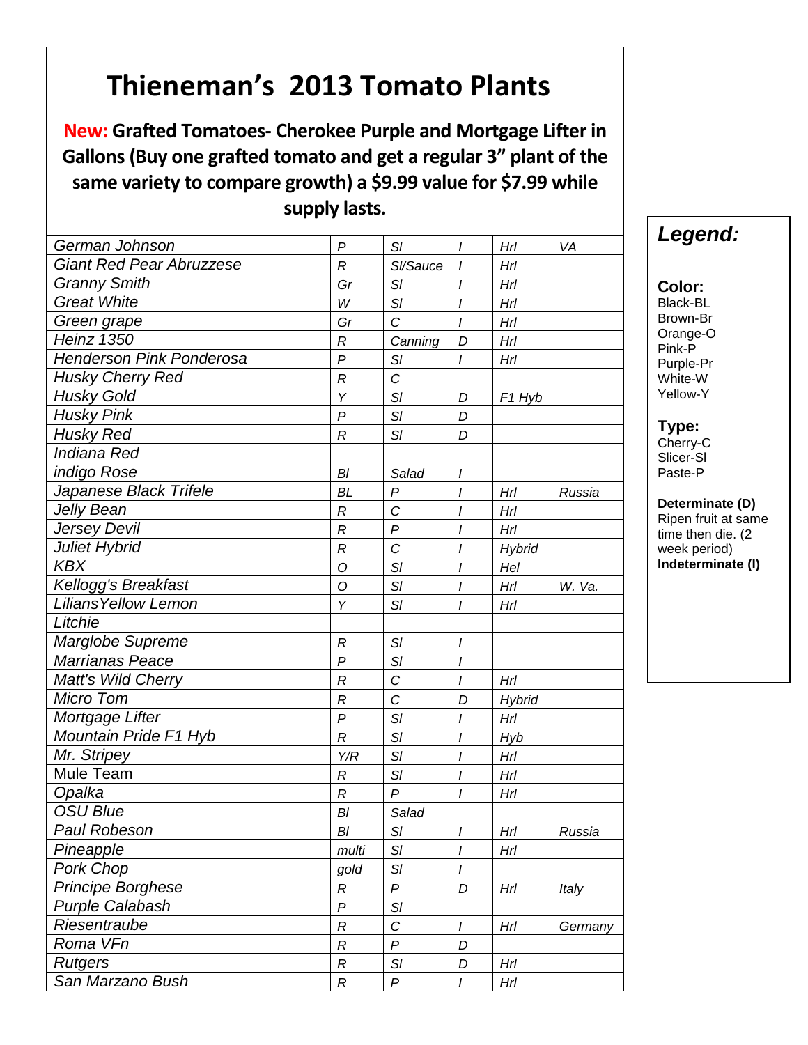# Thieneman's 2013 Tomato Plants

**New: Grafted Tomatoes- Cherokee Purple and Mortgage Lifter in Gallons (Buy one grafted tomato and get a regular 3" plant of the same variety to compare growth) a $9.99 value for $7.99 while supply lasts.**

| | | | | | |
|---|---|---|---|---|---|
| *German Johnson* | *P* | *Sl* | *I* | *Hrl* | *VA* |
| *Giant Red Pear Abruzzese* | *R* | *Sl/Sauce* | *I* | *Hrl* | |
| *Granny Smith* | *Gr* | *Sl* | *I* | *Hrl* | |
| *Great White* | *W* | *Sl* | *I* | *Hrl* | |
| *Green grape* | *Gr* | *C* | *I* | *Hrl* | |
| *Heinz 1350* | *R* | *Canning* | *D* | *Hrl* | |
| *Henderson Pink Ponderosa* | *P* | *Sl* | *I* | *Hrl* | |
| *Husky Cherry Red* | *R* | *C* | | | |
| *Husky Gold* | *Y* | *Sl* | *D* | *F1 Hyb* | |
| *Husky Pink* | *P* | *Sl* | *D* | | |
| *Husky Red* | *R* | *Sl* | *D* | | |
| *Indiana Red* | | | | | |
| *indigo Rose* | *Bl* | *Salad* | *I* | | |
| *Japanese Black Trifele* | *BL* | *P* | *I* | *Hrl* | *Russia* |
| *Jelly Bean* | *R* | *C* | *I* | *Hrl* | |
| *Jersey Devil* | *R* | *P* | *I* | *Hrl* | |
| *Juliet Hybrid* | *R* | *C* | *I* | *Hybrid* | |
| *KBX* | *O* | *Sl* | *I* | *Hel* | |
| *Kellogg's Breakfast* | *O* | *Sl* | *I* | *Hrl* | *W. Va.* |
| *LiliansYellow Lemon* | *Y* | *Sl* | *I* | *Hrl* | |
| *Litchie* | | | | | |
| *Marglobe Supreme* | *R* | *Sl* | *I* | | |
| *Marrianas Peace* | *P* | *Sl* | *I* | | |
| *Matt's Wild Cherry* | *R* | *C* | *I* | *Hrl* | |
| *Micro Tom* | *R* | *C* | *D* | *Hybrid* | |
| *Mortgage Lifter* | *P* | *Sl* | *I* | *Hrl* | |
| *Mountain Pride F1 Hyb* | *R* | *Sl* | *I* | *Hyb* | |
| *Mr. Stripey* | *Y/R* | *Sl* | *I* | *Hrl* | |
| Mule Team | *R* | *Sl* | *I* | *Hrl* | |
| *Opalka* | *R* | *P* | *I* | *Hrl* | |
| *OSU Blue* | *Bl* | *Salad* | | | |
| *Paul Robeson* | *Bl* | *Sl* | *I* | *Hrl* | *Russia* |
| *Pineapple* | *multi* | *Sl* | *I* | *Hrl* | |
| *Pork Chop* | *gold* | *Sl* | *I* | | |
| *Principe Borghese* | *R* | *P* | *D* | *Hrl* | *Italy* |
| *Purple Calabash* | *P* | *Sl* | | | |
| *Riesentraube* | *R* | *C* | *I* | *Hrl* | *Germany* |
| *Roma VFn* | *R* | *P* | *D* | | |
| *Rutgers* | *R* | *Sl* | *D* | *Hrl* | |
| *San Marzano Bush* | *R* | *P* | *I* | *Hrl* | |

## *Legend:*

**Color:**
Black-BL
Brown-Br
Orange-O
Pink-P
Purple-Pr
White-W
Yellow-Y

**Type:**
Cherry-C
Slicer-Sl
Paste-P

**Determinate (D)**
Ripen fruit at same time then die. (2 week period)
**Indeterminate (I)**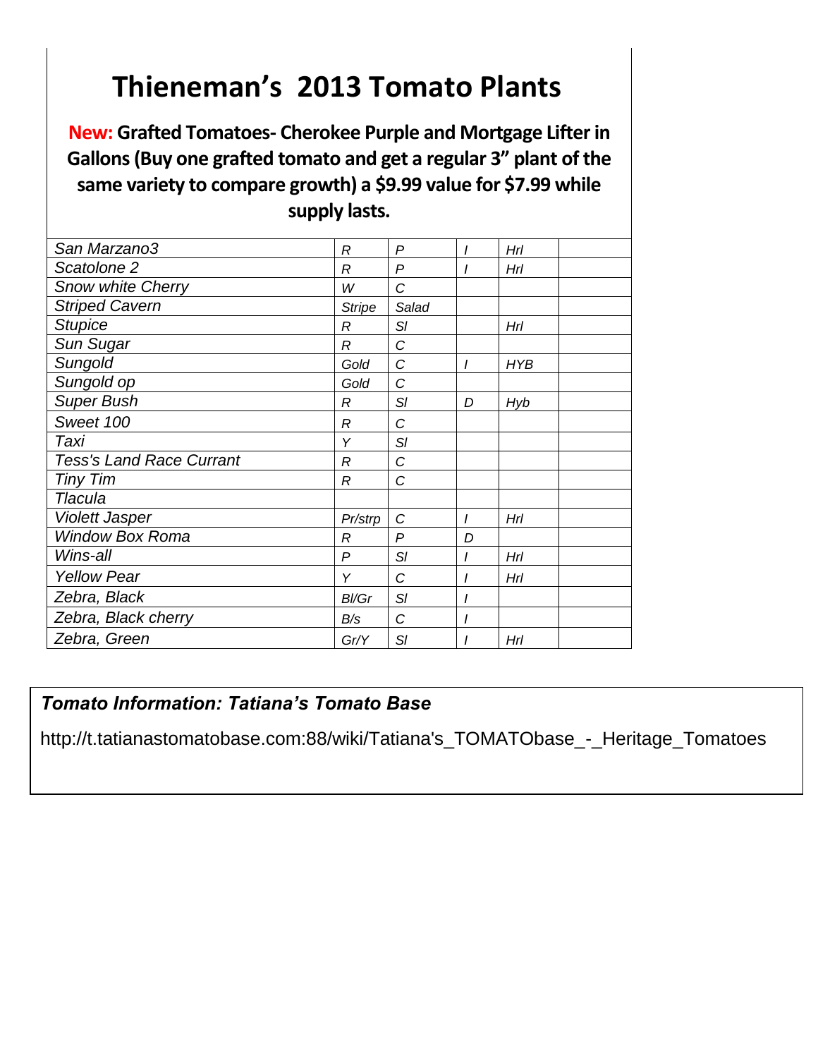# Thieneman's 2013 Tomato Plants

**New: Grafted Tomatoes- Cherokee Purple and Mortgage Lifter in Gallons (Buy one grafted tomato and get a regular 3" plant of the same variety to compare growth) a $9.99 value for $7.99 while supply lasts.**

| | | | | | |
|---|---|---|---|---|---|
| *San Marzano3* | *R* | *P* | *I* | *Hrl* | |
| *Scatolone 2* | *R* | *P* | *I* | *Hrl* | |
| *Snow white Cherry* | *W* | *C* | | | |
| *Striped Cavern* | *Stripe* | *Salad* | | | |
| *Stupice* | *R* | *Sl* | | *Hrl* | |
| *Sun Sugar* | *R* | *C* | | | |
| *Sungold* | *Gold* | *C* | *I* | *HYB* | |
| *Sungold op* | *Gold* | *C* | | | |
| *Super Bush* | *R* | *Sl* | *D* | *Hyb* | |
| *Sweet 100* | *R* | *C* | | | |
| *Taxi* | *Y* | *Sl* | | | |
| *Tess's Land Race Currant* | *R* | *C* | | | |
| *Tiny Tim* | *R* | *C* | | | |
| *Tlacula* | | | | | |
| *Violett Jasper* | *Pr/strp* | *C* | *I* | *Hrl* | |
| *Window Box Roma* | *R* | *P* | *D* | | |
| *Wins-all* | *P* | *Sl* | *I* | *Hrl* | |
| *Yellow Pear* | *Y* | *C* | *I* | *Hrl* | |
| *Zebra, Black* | *Bl/Gr* | *Sl* | *I* | | |
| *Zebra, Black cherry* | *B/s* | *C* | *I* | | |
| *Zebra, Green* | *Gr/Y* | *Sl* | *I* | *Hrl* | |

***Tomato Information: Tatiana's Tomato Base***

http://t.tatianastomatobase.com:88/wiki/Tatiana's_TOMATObase_-_Heritage_Tomatoes